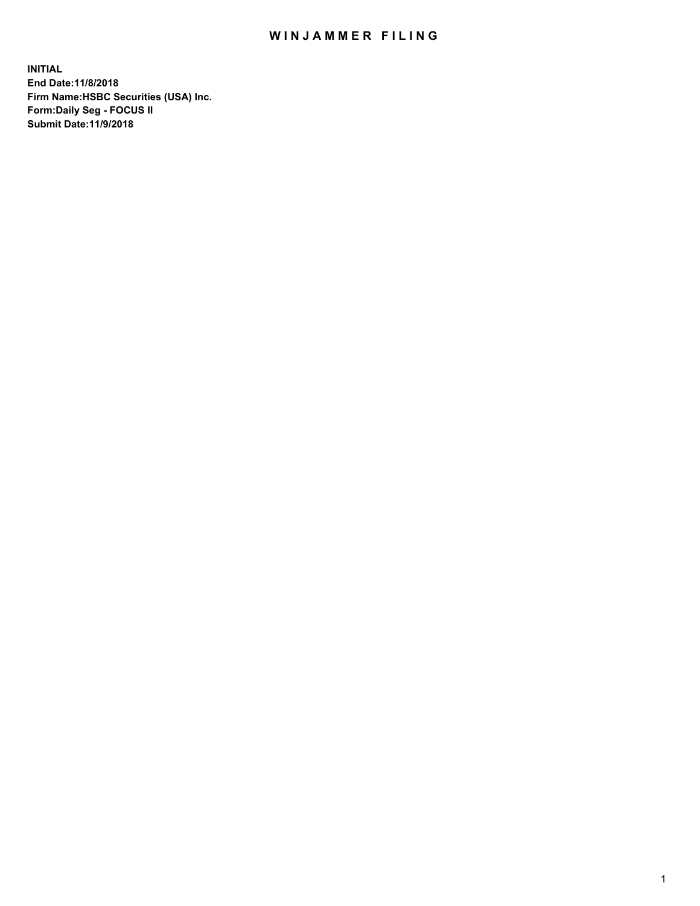# WINJAMMER FILING

**INITIAL**
**End Date:11/8/2018**
**Firm Name:HSBC Securities (USA) Inc.**
**Form:Daily Seg - FOCUS II**
**Submit Date:11/9/2018**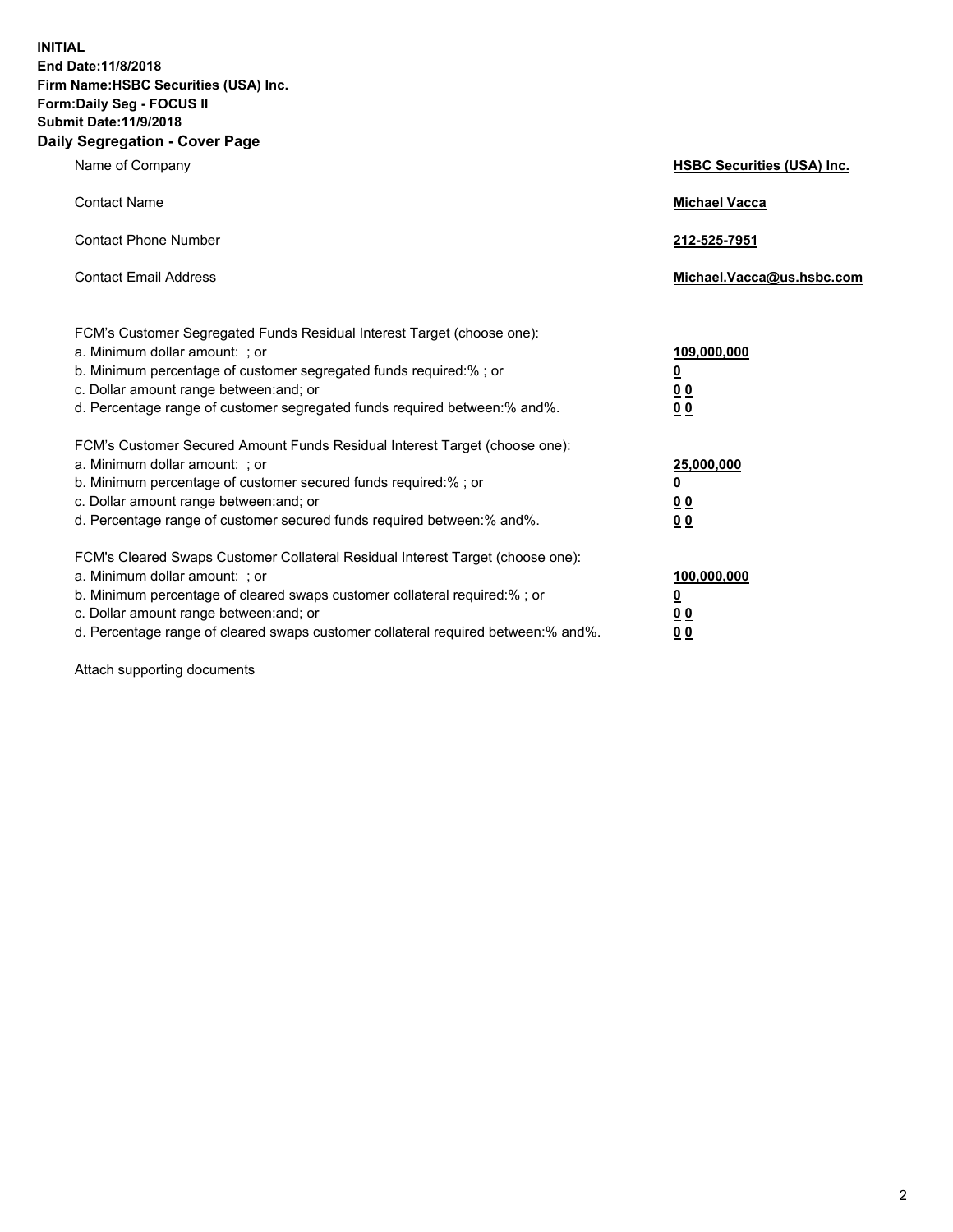**INITIAL**
**End Date:11/8/2018**
**Firm Name:HSBC Securities (USA) Inc.**
**Form:Daily Seg - FOCUS II**
**Submit Date:11/9/2018**
**Daily Segregation - Cover Page**

| | |
|---|---|
| Name of Company | **HSBC Securities (USA) Inc.** |
| Contact Name | **Michael Vacca** |
| Contact Phone Number | **212-525-7951** |
| Contact Email Address | **Michael.Vacca@us.hsbc.com** |

| | |
|---|---|
| FCM's Customer Segregated Funds Residual Interest Target (choose one): | |
| a. Minimum dollar amount: ; or | **109,000,000** |
| b. Minimum percentage of customer segregated funds required:% ; or | **0** |
| c. Dollar amount range between:and; or | **0 0** |
| d. Percentage range of customer segregated funds required between:% and%. | **0 0** |
| FCM's Customer Secured Amount Funds Residual Interest Target (choose one): | |
| a. Minimum dollar amount: ; or | **25,000,000** |
| b. Minimum percentage of customer secured funds required:% ; or | **0** |
| c. Dollar amount range between:and; or | **0 0** |
| d. Percentage range of customer secured funds required between:% and%. | **0 0** |
| FCM's Cleared Swaps Customer Collateral Residual Interest Target (choose one): | |
| a. Minimum dollar amount: ; or | **100,000,000** |
| b. Minimum percentage of cleared swaps customer collateral required:% ; or | **0** |
| c. Dollar amount range between:and; or | **0 0** |
| d. Percentage range of cleared swaps customer collateral required between:% and%. | **0 0** |

Attach supporting documents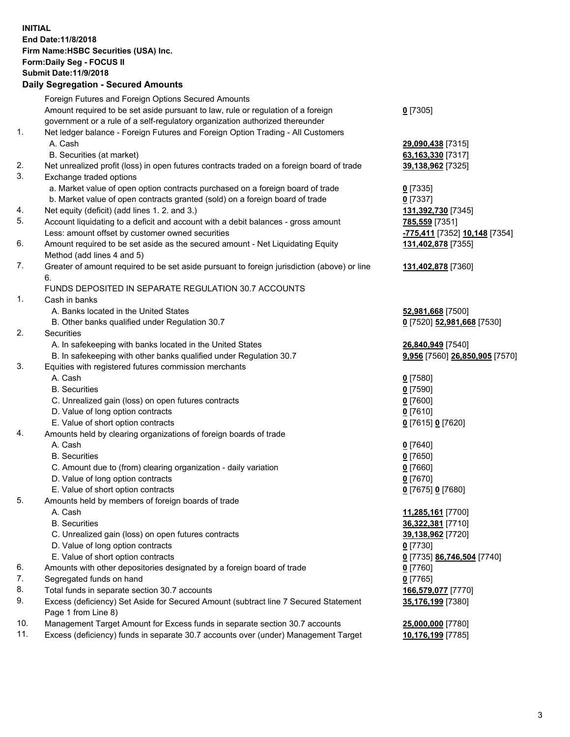**INITIAL**
**End Date:11/8/2018**
**Firm Name:HSBC Securities (USA) Inc.**
**Form:Daily Seg - FOCUS II**
**Submit Date:11/9/2018**

## Daily Segregation - Secured Amounts

| | | |
|---|---|---|
| | Foreign Futures and Foreign Options Secured Amounts | |
| | Amount required to be set aside pursuant to law, rule or regulation of a foreign government or a rule of a self-regulatory organization authorized thereunder | **0** [7305] |
| 1. | Net ledger balance - Foreign Futures and Foreign Option Trading - All Customers | |
| | A. Cash | **29,090,438** [7315] |
| | B. Securities (at market) | **63,163,330** [7317] |
| 2. | Net unrealized profit (loss) in open futures contracts traded on a foreign board of trade | **39,138,962** [7325] |
| 3. | Exchange traded options | |
| | a. Market value of open option contracts purchased on a foreign board of trade | **0** [7335] |
| | b. Market value of open contracts granted (sold) on a foreign board of trade | **0** [7337] |
| 4. | Net equity (deficit) (add lines 1. 2. and 3.) | **131,392,730** [7345] |
| 5. | Account liquidating to a deficit and account with a debit balances - gross amount | **785,559** [7351] |
| | Less: amount offset by customer owned securities | **-775,411** [7352] **10,148** [7354] |
| 6. | Amount required to be set aside as the secured amount - Net Liquidating Equity Method (add lines 4 and 5) | **131,402,878** [7355] |
| 7. | Greater of amount required to be set aside pursuant to foreign jurisdiction (above) or line 6. | **131,402,878** [7360] |
| | FUNDS DEPOSITED IN SEPARATE REGULATION 30.7 ACCOUNTS | |
| 1. | Cash in banks | |
| | A. Banks located in the United States | **52,981,668** [7500] |
| | B. Other banks qualified under Regulation 30.7 | **0** [7520] **52,981,668** [7530] |
| 2. | Securities | |
| | A. In safekeeping with banks located in the United States | **26,840,949** [7540] |
| | B. In safekeeping with other banks qualified under Regulation 30.7 | **9,956** [7560] **26,850,905** [7570] |
| 3. | Equities with registered futures commission merchants | |
| | A. Cash | **0** [7580] |
| | B. Securities | **0** [7590] |
| | C. Unrealized gain (loss) on open futures contracts | **0** [7600] |
| | D. Value of long option contracts | **0** [7610] |
| | E. Value of short option contracts | **0** [7615] **0** [7620] |
| 4. | Amounts held by clearing organizations of foreign boards of trade | |
| | A. Cash | **0** [7640] |
| | B. Securities | **0** [7650] |
| | C. Amount due to (from) clearing organization - daily variation | **0** [7660] |
| | D. Value of long option contracts | **0** [7670] |
| | E. Value of short option contracts | **0** [7675] **0** [7680] |
| 5. | Amounts held by members of foreign boards of trade | |
| | A. Cash | **11,285,161** [7700] |
| | B. Securities | **36,322,381** [7710] |
| | C. Unrealized gain (loss) on open futures contracts | **39,138,962** [7720] |
| | D. Value of long option contracts | **0** [7730] |
| | E. Value of short option contracts | **0** [7735] **86,746,504** [7740] |
| 6. | Amounts with other depositories designated by a foreign board of trade | **0** [7760] |
| 7. | Segregated funds on hand | **0** [7765] |
| 8. | Total funds in separate section 30.7 accounts | **166,579,077** [7770] |
| 9. | Excess (deficiency) Set Aside for Secured Amount (subtract line 7 Secured Statement Page 1 from Line 8) | **35,176,199** [7380] |
| 10. | Management Target Amount for Excess funds in separate section 30.7 accounts | **25,000,000** [7780] |
| 11. | Excess (deficiency) funds in separate 30.7 accounts over (under) Management Target | **10,176,199** [7785] |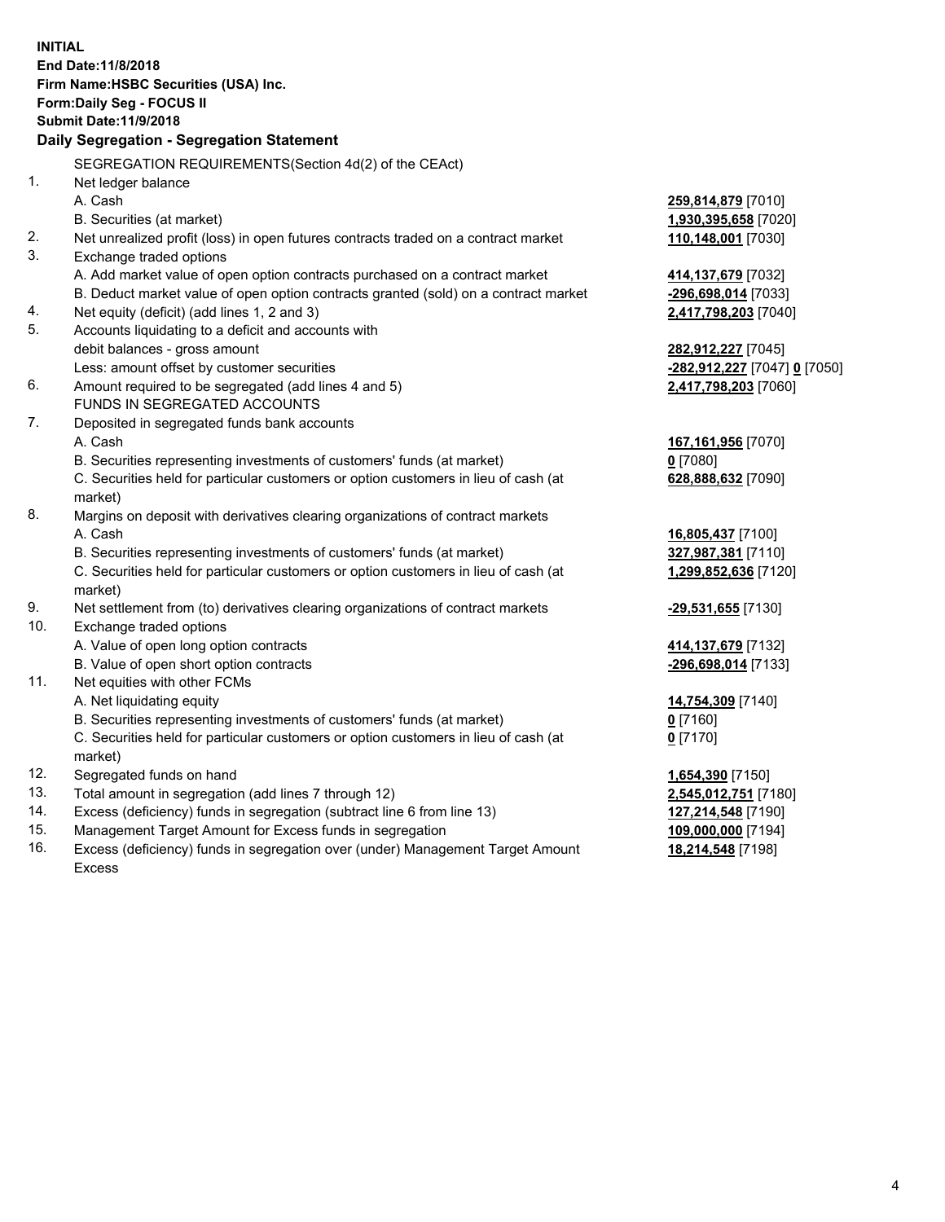**INITIAL**
**End Date:11/8/2018**
**Firm Name:HSBC Securities (USA) Inc.**
**Form:Daily Seg - FOCUS II**
**Submit Date:11/9/2018**

**Daily Segregation - Segregation Statement**

| | | |
|---|---|---|
| | SEGREGATION REQUIREMENTS(Section 4d(2) of the CEAct) | |
| 1. | Net ledger balance | |
| | A. Cash | 259,814,879 [7010] |
| | B. Securities (at market) | 1,930,395,658 [7020] |
| 2. | Net unrealized profit (loss) in open futures contracts traded on a contract market | 110,148,001 [7030] |
| 3. | Exchange traded options | |
| | A. Add market value of open option contracts purchased on a contract market | 414,137,679 [7032] |
| | B. Deduct market value of open option contracts granted (sold) on a contract market | -296,698,014 [7033] |
| 4. | Net equity (deficit) (add lines 1, 2 and 3) | 2,417,798,203 [7040] |
| 5. | Accounts liquidating to a deficit and accounts with debit balances - gross amount | 282,912,227 [7045] |
| | Less: amount offset by customer securities | -282,912,227 [7047] 0 [7050] |
| 6. | Amount required to be segregated (add lines 4 and 5) | 2,417,798,203 [7060] |
| | FUNDS IN SEGREGATED ACCOUNTS | |
| 7. | Deposited in segregated funds bank accounts | |
| | A. Cash | 167,161,956 [7070] |
| | B. Securities representing investments of customers' funds (at market) | 0 [7080] |
| | C. Securities held for particular customers or option customers in lieu of cash (at market) | 628,888,632 [7090] |
| 8. | Margins on deposit with derivatives clearing organizations of contract markets | |
| | A. Cash | 16,805,437 [7100] |
| | B. Securities representing investments of customers' funds (at market) | 327,987,381 [7110] |
| | C. Securities held for particular customers or option customers in lieu of cash (at market) | 1,299,852,636 [7120] |
| 9. | Net settlement from (to) derivatives clearing organizations of contract markets | -29,531,655 [7130] |
| 10. | Exchange traded options | |
| | A. Value of open long option contracts | 414,137,679 [7132] |
| | B. Value of open short option contracts | -296,698,014 [7133] |
| 11. | Net equities with other FCMs | |
| | A. Net liquidating equity | 14,754,309 [7140] |
| | B. Securities representing investments of customers' funds (at market) | 0 [7160] |
| | C. Securities held for particular customers or option customers in lieu of cash (at market) | 0 [7170] |
| 12. | Segregated funds on hand | 1,654,390 [7150] |
| 13. | Total amount in segregation (add lines 7 through 12) | 2,545,012,751 [7180] |
| 14. | Excess (deficiency) funds in segregation (subtract line 6 from line 13) | 127,214,548 [7190] |
| 15. | Management Target Amount for Excess funds in segregation | 109,000,000 [7194] |
| 16. | Excess (deficiency) funds in segregation over (under) Management Target Amount Excess | 18,214,548 [7198] |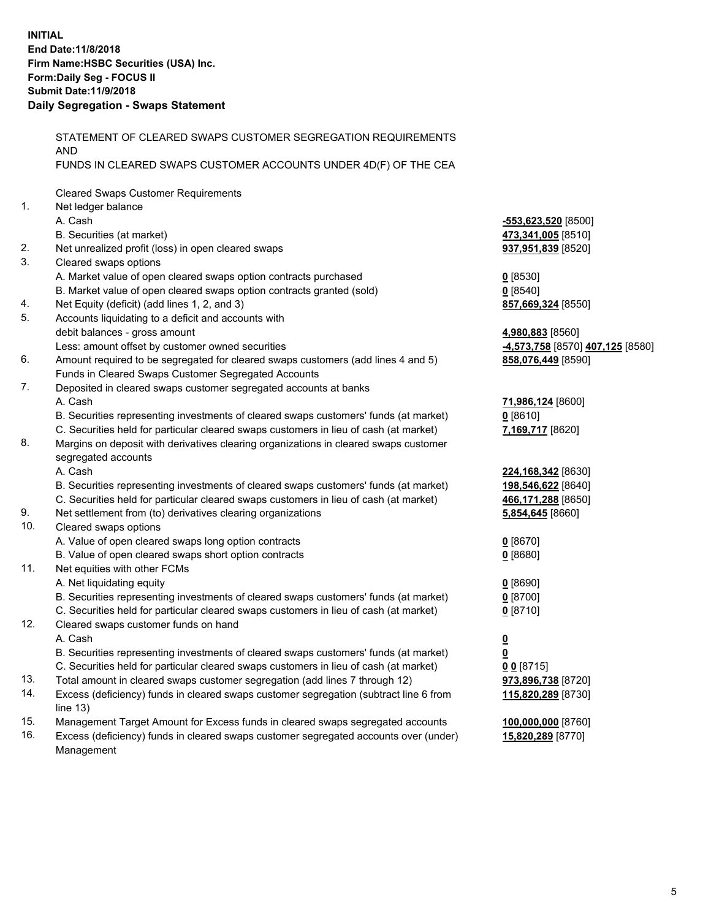**INITIAL**
**End Date:11/8/2018**
**Firm Name:HSBC Securities (USA) Inc.**
**Form:Daily Seg - FOCUS II**
**Submit Date:11/9/2018**
**Daily Segregation - Swaps Statement**

STATEMENT OF CLEARED SWAPS CUSTOMER SEGREGATION REQUIREMENTS AND FUNDS IN CLEARED SWAPS CUSTOMER ACCOUNTS UNDER 4D(F) OF THE CEA

| | | |
|---|---|---|
| | Cleared Swaps Customer Requirements | |
| 1. | Net ledger balance | |
| | A. Cash | **-553,623,520** [8500] |
| | B. Securities (at market) | **473,341,005** [8510] |
| 2. | Net unrealized profit (loss) in open cleared swaps | **937,951,839** [8520] |
| 3. | Cleared swaps options | |
| | A. Market value of open cleared swaps option contracts purchased | **0** [8530] |
| | B. Market value of open cleared swaps option contracts granted (sold) | **0** [8540] |
| 4. | Net Equity (deficit) (add lines 1, 2, and 3) | **857,669,324** [8550] |
| 5. | Accounts liquidating to a deficit and accounts with debit balances - gross amount | **4,980,883** [8560] |
| | Less: amount offset by customer owned securities | **-4,573,758** [8570] **407,125** [8580] |
| 6. | Amount required to be segregated for cleared swaps customers (add lines 4 and 5) | **858,076,449** [8590] |
| | Funds in Cleared Swaps Customer Segregated Accounts | |
| 7. | Deposited in cleared swaps customer segregated accounts at banks | |
| | A. Cash | **71,986,124** [8600] |
| | B. Securities representing investments of cleared swaps customers' funds (at market) | **0** [8610] |
| | C. Securities held for particular cleared swaps customers in lieu of cash (at market) | **7,169,717** [8620] |
| 8. | Margins on deposit with derivatives clearing organizations in cleared swaps customer segregated accounts | |
| | A. Cash | **224,168,342** [8630] |
| | B. Securities representing investments of cleared swaps customers' funds (at market) | **198,546,622** [8640] |
| | C. Securities held for particular cleared swaps customers in lieu of cash (at market) | **466,171,288** [8650] |
| 9. | Net settlement from (to) derivatives clearing organizations | **5,854,645** [8660] |
| 10. | Cleared swaps options | |
| | A. Value of open cleared swaps long option contracts | **0** [8670] |
| | B. Value of open cleared swaps short option contracts | **0** [8680] |
| 11. | Net equities with other FCMs | |
| | A. Net liquidating equity | **0** [8690] |
| | B. Securities representing investments of cleared swaps customers' funds (at market) | **0** [8700] |
| | C. Securities held for particular cleared swaps customers in lieu of cash (at market) | **0** [8710] |
| 12. | Cleared swaps customer funds on hand | |
| | A. Cash | **0** |
| | B. Securities representing investments of cleared swaps customers' funds (at market) | **0** |
| | C. Securities held for particular cleared swaps customers in lieu of cash (at market) | **0** **0** [8715] |
| 13. | Total amount in cleared swaps customer segregation (add lines 7 through 12) | **973,896,738** [8720] |
| 14. | Excess (deficiency) funds in cleared swaps customer segregation (subtract line 6 from line 13) | **115,820,289** [8730] |
| 15. | Management Target Amount for Excess funds in cleared swaps segregated accounts | **100,000,000** [8760] |
| 16. | Excess (deficiency) funds in cleared swaps customer segregated accounts over (under) Management | **15,820,289** [8770] |